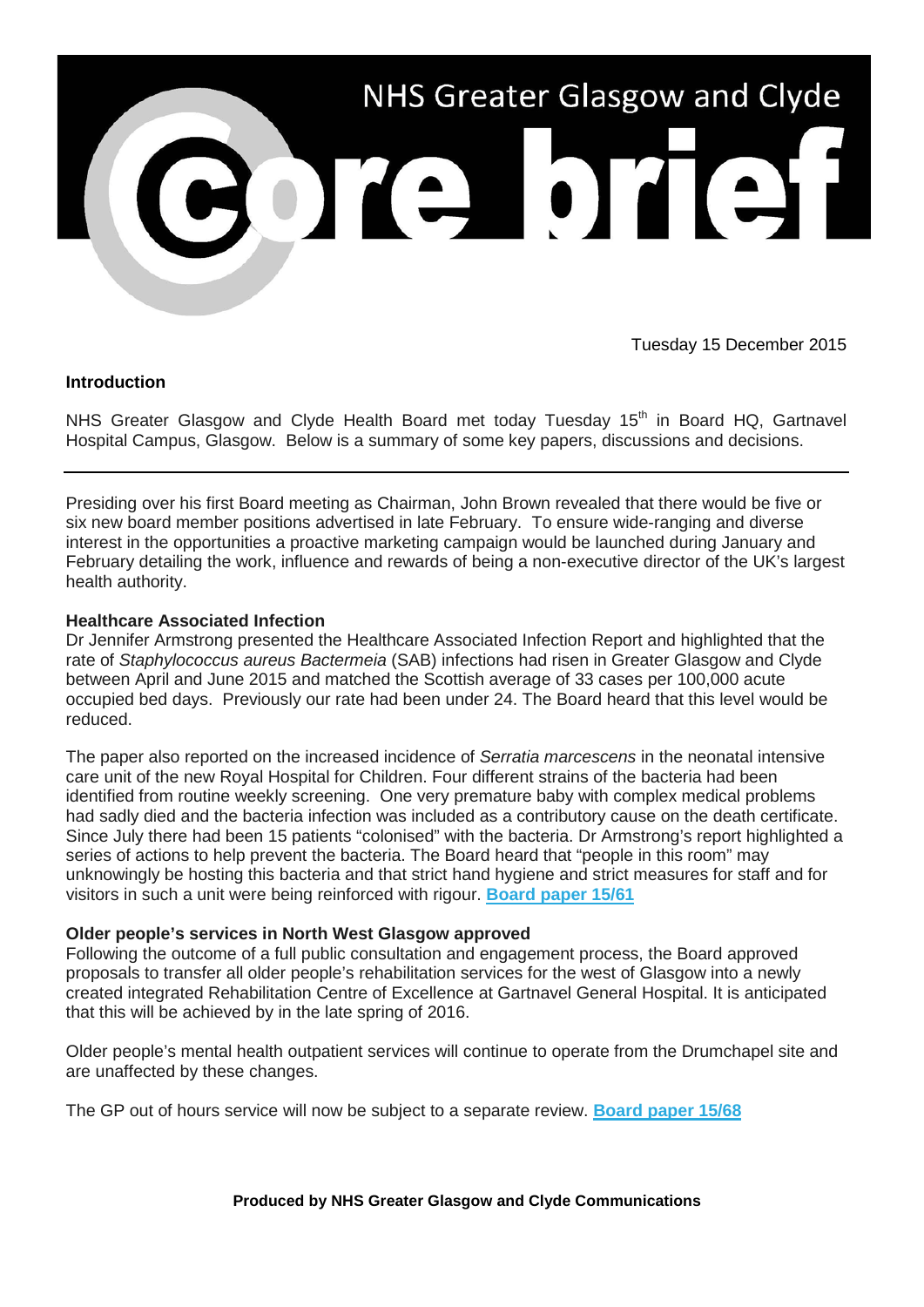# NHS Greater Glasgow and Clyde

# core brief

Tuesday 15 December 2015

**Introduction**

NHS Greater Glasgow and Clyde Health Board met today Tuesday 15th in Board HQ, Gartnavel Hospital Campus, Glasgow. Below is a summary of some key papers, discussions and decisions.

---

Presiding over his first Board meeting as Chairman, John Brown revealed that there would be five or six new board member positions advertised in late February. To ensure wide-ranging and diverse interest in the opportunities a proactive marketing campaign would be launched during January and February detailing the work, influence and rewards of being a non-executive director of the UK's largest health authority.

**Healthcare Associated Infection**

Dr Jennifer Armstrong presented the Healthcare Associated Infection Report and highlighted that the rate of *Staphylococcus aureus Bactermeia* (SAB) infections had risen in Greater Glasgow and Clyde between April and June 2015 and matched the Scottish average of 33 cases per 100,000 acute occupied bed days. Previously our rate had been under 24. The Board heard that this level would be reduced.

The paper also reported on the increased incidence of *Serratia marcescens* in the neonatal intensive care unit of the new Royal Hospital for Children. Four different strains of the bacteria had been identified from routine weekly screening. One very premature baby with complex medical problems had sadly died and the bacteria infection was included as a contributory cause on the death certificate. Since July there had been 15 patients "colonised" with the bacteria. Dr Armstrong's report highlighted a series of actions to help prevent the bacteria. The Board heard that "people in this room" may unknowingly be hosting this bacteria and that strict hand hygiene and strict measures for staff and for visitors in such a unit were being reinforced with rigour. **Board paper 15/61**

**Older people's services in North West Glasgow approved**

Following the outcome of a full public consultation and engagement process, the Board approved proposals to transfer all older people's rehabilitation services for the west of Glasgow into a newly created integrated Rehabilitation Centre of Excellence at Gartnavel General Hospital. It is anticipated that this will be achieved by in the late spring of 2016.

Older people's mental health outpatient services will continue to operate from the Drumchapel site and are unaffected by these changes.

The GP out of hours service will now be subject to a separate review. **Board paper 15/68**

**Produced by NHS Greater Glasgow and Clyde Communications**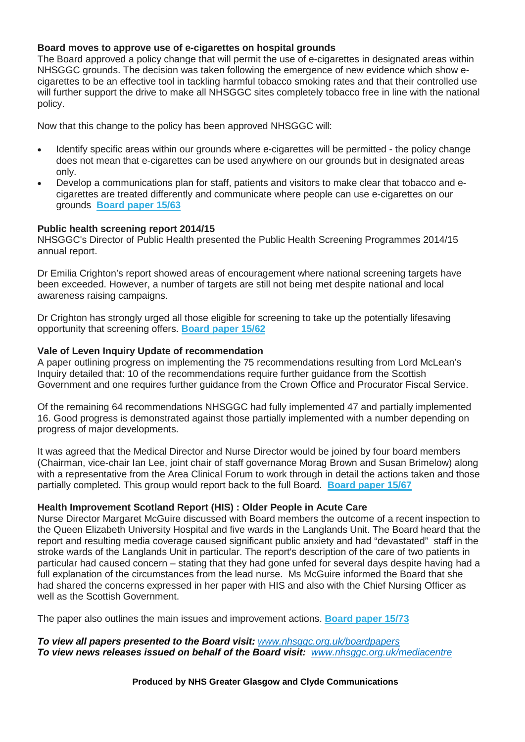**Board moves to approve use of e-cigarettes on hospital grounds**

The Board approved a policy change that will permit the use of e-cigarettes in designated areas within NHSGGC grounds. The decision was taken following the emergence of new evidence which show e-cigarettes to be an effective tool in tackling harmful tobacco smoking rates and that their controlled use will further support the drive to make all NHSGGC sites completely tobacco free in line with the national policy.

Now that this change to the policy has been approved NHSGGC will:

- Identify specific areas within our grounds where e-cigarettes will be permitted - the policy change does not mean that e-cigarettes can be used anywhere on our grounds but in designated areas only.
- Develop a communications plan for staff, patients and visitors to make clear that tobacco and e-cigarettes are treated differently and communicate where people can use e-cigarettes on our grounds **Board paper 15/63**

**Public health screening report 2014/15**

NHSGGC's Director of Public Health presented the Public Health Screening Programmes 2014/15 annual report.

Dr Emilia Crighton's report showed areas of encouragement where national screening targets have been exceeded. However, a number of targets are still not being met despite national and local awareness raising campaigns.

Dr Crighton has strongly urged all those eligible for screening to take up the potentially lifesaving opportunity that screening offers. **Board paper 15/62**

**Vale of Leven Inquiry Update of recommendation**

A paper outlining progress on implementing the 75 recommendations resulting from Lord McLean's Inquiry detailed that: 10 of the recommendations require further guidance from the Scottish Government and one requires further guidance from the Crown Office and Procurator Fiscal Service.

Of the remaining 64 recommendations NHSGGC had fully implemented 47 and partially implemented 16. Good progress is demonstrated against those partially implemented with a number depending on progress of major developments.

It was agreed that the Medical Director and Nurse Director would be joined by four board members (Chairman, vice-chair Ian Lee, joint chair of staff governance Morag Brown and Susan Brimelow) along with a representative from the Area Clinical Forum to work through in detail the actions taken and those partially completed. This group would report back to the full Board. **Board paper 15/67**

**Health Improvement Scotland Report (HIS) : Older People in Acute Care**

Nurse Director Margaret McGuire discussed with Board members the outcome of a recent inspection to the Queen Elizabeth University Hospital and five wards in the Langlands Unit. The Board heard that the report and resulting media coverage caused significant public anxiety and had "devastated" staff in the stroke wards of the Langlands Unit in particular. The report's description of the care of two patients in particular had caused concern – stating that they had gone unfed for several days despite having had a full explanation of the circumstances from the lead nurse. Ms McGuire informed the Board that she had shared the concerns expressed in her paper with HIS and also with the Chief Nursing Officer as well as the Scottish Government.

The paper also outlines the main issues and improvement actions. **Board paper 15/73**

***To view all papers presented to the Board visit:*** *www.nhsggc.org.uk/boardpapers*
***To view news releases issued on behalf of the Board visit:*** *www.nhsggc.org.uk/mediacentre*

**Produced by NHS Greater Glasgow and Clyde Communications**